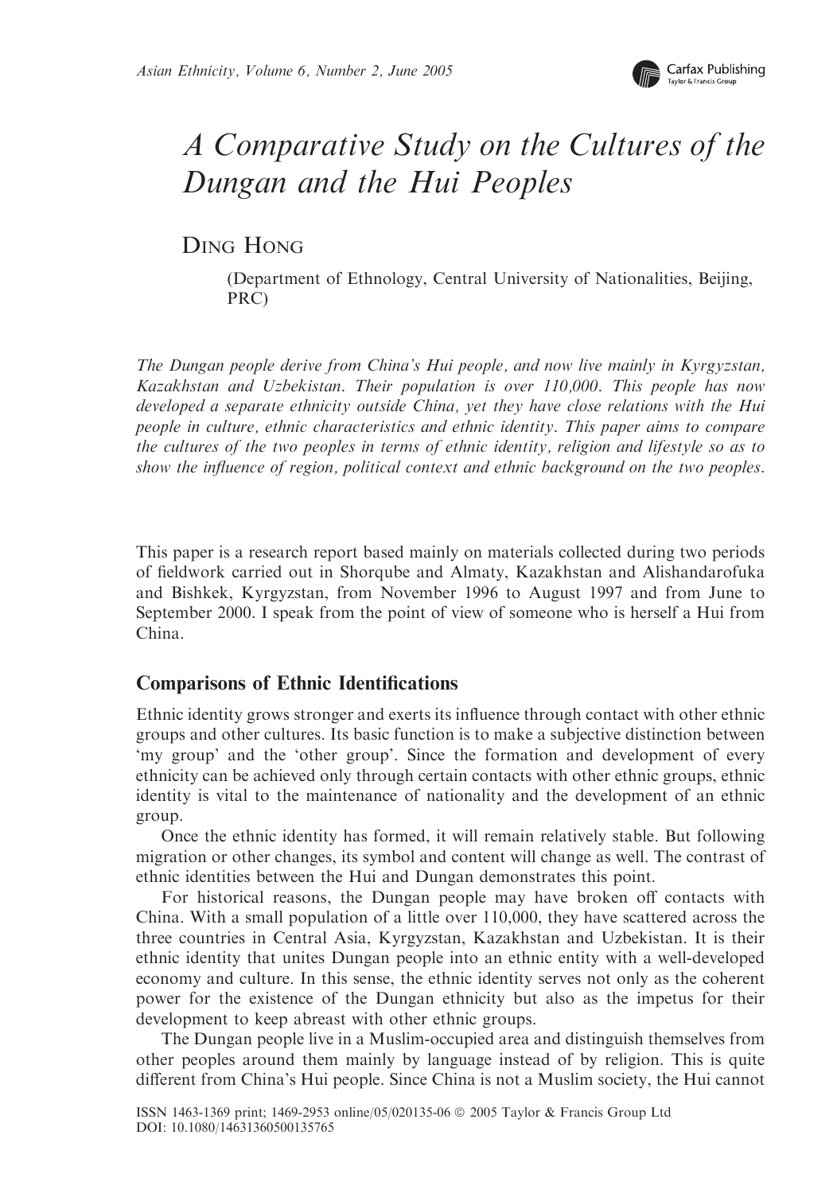# A Comparative Study on the Cultures of the Dungan and the Hui Peoples

DING HONG

(Department of Ethnology, Central University of Nationalities, Beijing, PRC)

*The Dungan people derive from China's Hui people, and now live mainly in Kyrgyzstan, Kazakhstan and Uzbekistan. Their population is over 110,000. This people has now developed a separate ethnicity outside China, yet they have close relations with the Hui people in culture, ethnic characteristics and ethnic identity. This paper aims to compare the cultures of the two peoples in terms of ethnic identity, religion and lifestyle so as to show the influence of region, political context and ethnic background on the two peoples.*

This paper is a research report based mainly on materials collected during two periods of fieldwork carried out in Shorqube and Almaty, Kazakhstan and Alishandarofuka and Bishkek, Kyrgyzstan, from November 1996 to August 1997 and from June to September 2000. I speak from the point of view of someone who is herself a Hui from China.

## Comparisons of Ethnic Identifications

Ethnic identity grows stronger and exerts its influence through contact with other ethnic groups and other cultures. Its basic function is to make a subjective distinction between 'my group' and the 'other group'. Since the formation and development of every ethnicity can be achieved only through certain contacts with other ethnic groups, ethnic identity is vital to the maintenance of nationality and the development of an ethnic group.

Once the ethnic identity has formed, it will remain relatively stable. But following migration or other changes, its symbol and content will change as well. The contrast of ethnic identities between the Hui and Dungan demonstrates this point.

For historical reasons, the Dungan people may have broken off contacts with China. With a small population of a little over 110,000, they have scattered across the three countries in Central Asia, Kyrgyzstan, Kazakhstan and Uzbekistan. It is their ethnic identity that unites Dungan people into an ethnic entity with a well-developed economy and culture. In this sense, the ethnic identity serves not only as the coherent power for the existence of the Dungan ethnicity but also as the impetus for their development to keep abreast with other ethnic groups.

The Dungan people live in a Muslim-occupied area and distinguish themselves from other peoples around them mainly by language instead of by religion. This is quite different from China's Hui people. Since China is not a Muslim society, the Hui cannot

ISSN 1463-1369 print; 1469-2953 online/05/020135-06 © 2005 Taylor & Francis Group Ltd
DOI: 10.1080/14631360500135765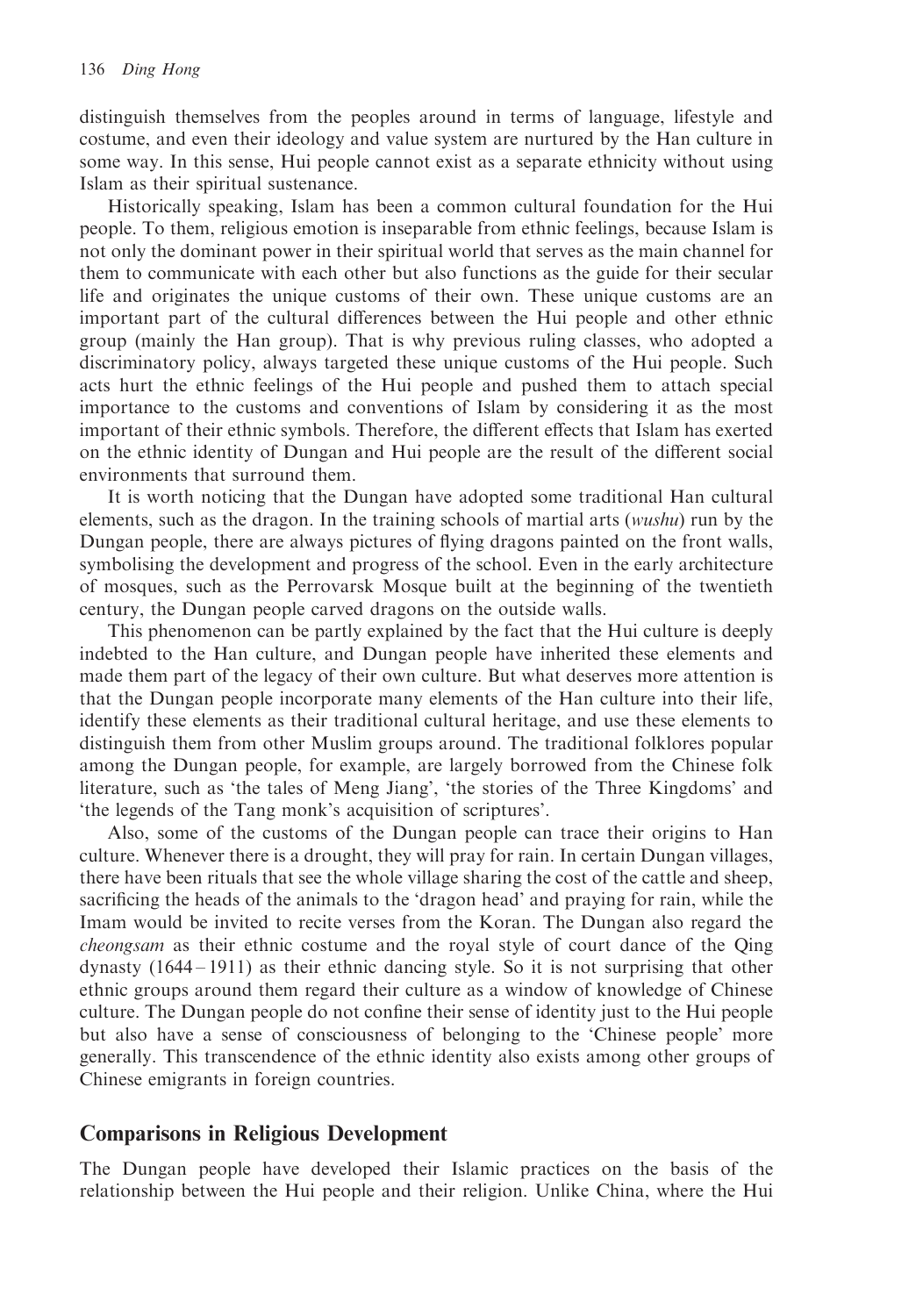distinguish themselves from the peoples around in terms of language, lifestyle and costume, and even their ideology and value system are nurtured by the Han culture in some way. In this sense, Hui people cannot exist as a separate ethnicity without using Islam as their spiritual sustenance.

Historically speaking, Islam has been a common cultural foundation for the Hui people. To them, religious emotion is inseparable from ethnic feelings, because Islam is not only the dominant power in their spiritual world that serves as the main channel for them to communicate with each other but also functions as the guide for their secular life and originates the unique customs of their own. These unique customs are an important part of the cultural differences between the Hui people and other ethnic group (mainly the Han group). That is why previous ruling classes, who adopted a discriminatory policy, always targeted these unique customs of the Hui people. Such acts hurt the ethnic feelings of the Hui people and pushed them to attach special importance to the customs and conventions of Islam by considering it as the most important of their ethnic symbols. Therefore, the different effects that Islam has exerted on the ethnic identity of Dungan and Hui people are the result of the different social environments that surround them.

It is worth noticing that the Dungan have adopted some traditional Han cultural elements, such as the dragon. In the training schools of martial arts (*wushu*) run by the Dungan people, there are always pictures of flying dragons painted on the front walls, symbolising the development and progress of the school. Even in the early architecture of mosques, such as the Perrovarsk Mosque built at the beginning of the twentieth century, the Dungan people carved dragons on the outside walls.

This phenomenon can be partly explained by the fact that the Hui culture is deeply indebted to the Han culture, and Dungan people have inherited these elements and made them part of the legacy of their own culture. But what deserves more attention is that the Dungan people incorporate many elements of the Han culture into their life, identify these elements as their traditional cultural heritage, and use these elements to distinguish them from other Muslim groups around. The traditional folklores popular among the Dungan people, for example, are largely borrowed from the Chinese folk literature, such as 'the tales of Meng Jiang', 'the stories of the Three Kingdoms' and 'the legends of the Tang monk's acquisition of scriptures'.

Also, some of the customs of the Dungan people can trace their origins to Han culture. Whenever there is a drought, they will pray for rain. In certain Dungan villages, there have been rituals that see the whole village sharing the cost of the cattle and sheep, sacrificing the heads of the animals to the 'dragon head' and praying for rain, while the Imam would be invited to recite verses from the Koran. The Dungan also regard the *cheongsam* as their ethnic costume and the royal style of court dance of the Qing dynasty (1644 – 1911) as their ethnic dancing style. So it is not surprising that other ethnic groups around them regard their culture as a window of knowledge of Chinese culture. The Dungan people do not confine their sense of identity just to the Hui people but also have a sense of consciousness of belonging to the 'Chinese people' more generally. This transcendence of the ethnic identity also exists among other groups of Chinese emigrants in foreign countries.

## Comparisons in Religious Development

The Dungan people have developed their Islamic practices on the basis of the relationship between the Hui people and their religion. Unlike China, where the Hui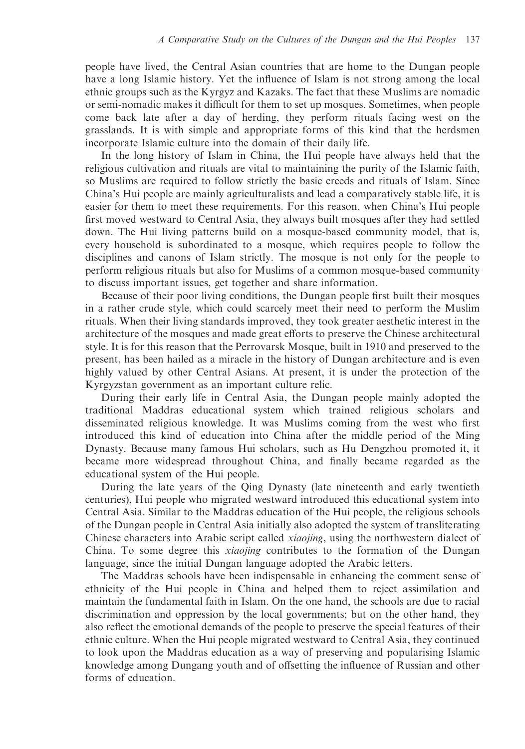people have lived, the Central Asian countries that are home to the Dungan people have a long Islamic history. Yet the influence of Islam is not strong among the local ethnic groups such as the Kyrgyz and Kazaks. The fact that these Muslims are nomadic or semi-nomadic makes it difficult for them to set up mosques. Sometimes, when people come back late after a day of herding, they perform rituals facing west on the grasslands. It is with simple and appropriate forms of this kind that the herdsmen incorporate Islamic culture into the domain of their daily life.

In the long history of Islam in China, the Hui people have always held that the religious cultivation and rituals are vital to maintaining the purity of the Islamic faith, so Muslims are required to follow strictly the basic creeds and rituals of Islam. Since China's Hui people are mainly agriculturalists and lead a comparatively stable life, it is easier for them to meet these requirements. For this reason, when China's Hui people first moved westward to Central Asia, they always built mosques after they had settled down. The Hui living patterns build on a mosque-based community model, that is, every household is subordinated to a mosque, which requires people to follow the disciplines and canons of Islam strictly. The mosque is not only for the people to perform religious rituals but also for Muslims of a common mosque-based community to discuss important issues, get together and share information.

Because of their poor living conditions, the Dungan people first built their mosques in a rather crude style, which could scarcely meet their need to perform the Muslim rituals. When their living standards improved, they took greater aesthetic interest in the architecture of the mosques and made great efforts to preserve the Chinese architectural style. It is for this reason that the Perrovarsk Mosque, built in 1910 and preserved to the present, has been hailed as a miracle in the history of Dungan architecture and is even highly valued by other Central Asians. At present, it is under the protection of the Kyrgyzstan government as an important culture relic.

During their early life in Central Asia, the Dungan people mainly adopted the traditional Maddras educational system which trained religious scholars and disseminated religious knowledge. It was Muslims coming from the west who first introduced this kind of education into China after the middle period of the Ming Dynasty. Because many famous Hui scholars, such as Hu Dengzhou promoted it, it became more widespread throughout China, and finally became regarded as the educational system of the Hui people.

During the late years of the Qing Dynasty (late nineteenth and early twentieth centuries), Hui people who migrated westward introduced this educational system into Central Asia. Similar to the Maddras education of the Hui people, the religious schools of the Dungan people in Central Asia initially also adopted the system of transliterating Chinese characters into Arabic script called *xiaojing*, using the northwestern dialect of China. To some degree this *xiaojing* contributes to the formation of the Dungan language, since the initial Dungan language adopted the Arabic letters.

The Maddras schools have been indispensable in enhancing the comment sense of ethnicity of the Hui people in China and helped them to reject assimilation and maintain the fundamental faith in Islam. On the one hand, the schools are due to racial discrimination and oppression by the local governments; but on the other hand, they also reflect the emotional demands of the people to preserve the special features of their ethnic culture. When the Hui people migrated westward to Central Asia, they continued to look upon the Maddras education as a way of preserving and popularising Islamic knowledge among Dungang youth and of offsetting the influence of Russian and other forms of education.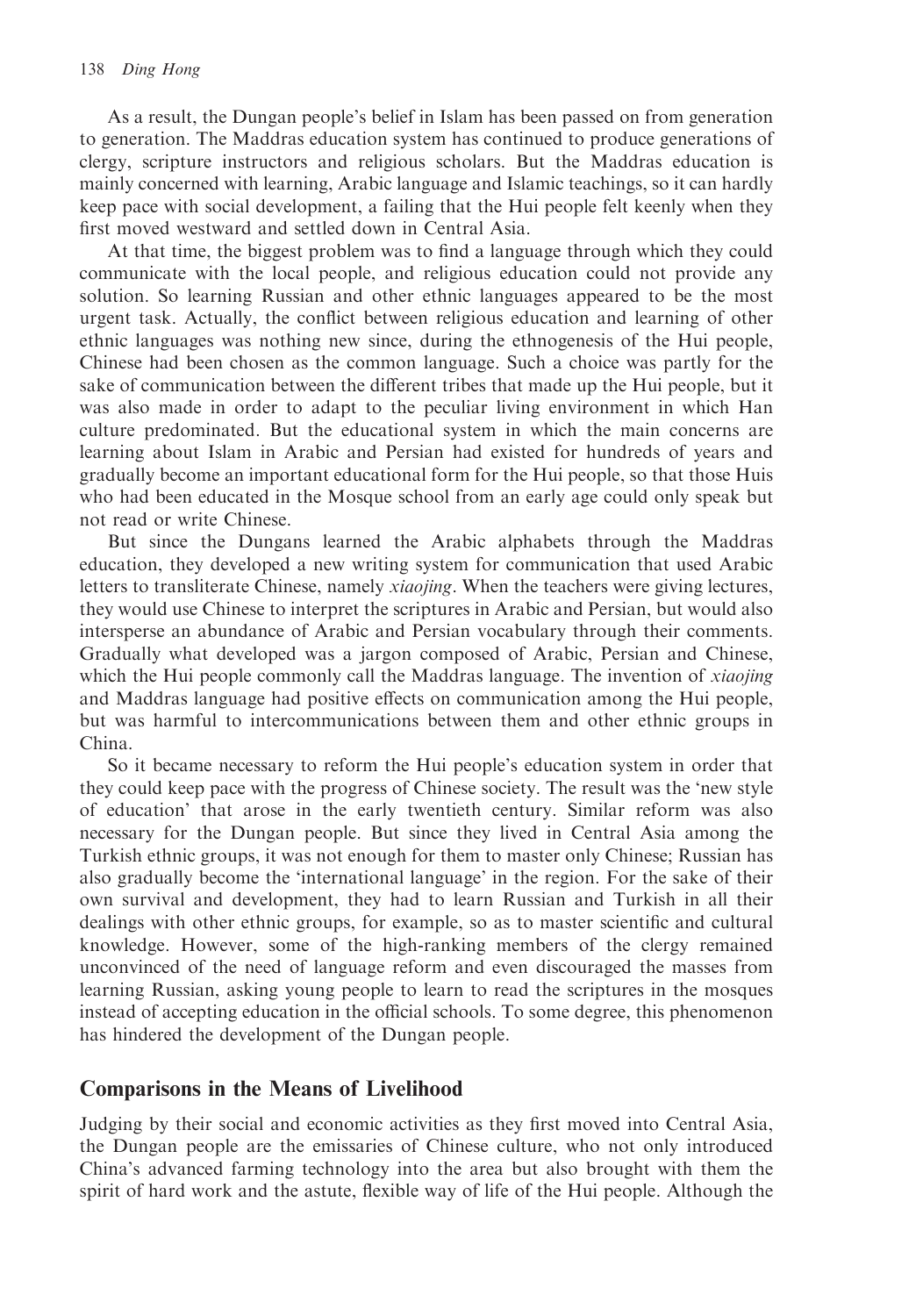As a result, the Dungan people's belief in Islam has been passed on from generation to generation. The Maddras education system has continued to produce generations of clergy, scripture instructors and religious scholars. But the Maddras education is mainly concerned with learning, Arabic language and Islamic teachings, so it can hardly keep pace with social development, a failing that the Hui people felt keenly when they first moved westward and settled down in Central Asia.

At that time, the biggest problem was to find a language through which they could communicate with the local people, and religious education could not provide any solution. So learning Russian and other ethnic languages appeared to be the most urgent task. Actually, the conflict between religious education and learning of other ethnic languages was nothing new since, during the ethnogenesis of the Hui people, Chinese had been chosen as the common language. Such a choice was partly for the sake of communication between the different tribes that made up the Hui people, but it was also made in order to adapt to the peculiar living environment in which Han culture predominated. But the educational system in which the main concerns are learning about Islam in Arabic and Persian had existed for hundreds of years and gradually become an important educational form for the Hui people, so that those Huis who had been educated in the Mosque school from an early age could only speak but not read or write Chinese.

But since the Dungans learned the Arabic alphabets through the Maddras education, they developed a new writing system for communication that used Arabic letters to transliterate Chinese, namely *xiaojing*. When the teachers were giving lectures, they would use Chinese to interpret the scriptures in Arabic and Persian, but would also intersperse an abundance of Arabic and Persian vocabulary through their comments. Gradually what developed was a jargon composed of Arabic, Persian and Chinese, which the Hui people commonly call the Maddras language. The invention of *xiaojing* and Maddras language had positive effects on communication among the Hui people, but was harmful to intercommunications between them and other ethnic groups in China.

So it became necessary to reform the Hui people's education system in order that they could keep pace with the progress of Chinese society. The result was the 'new style of education' that arose in the early twentieth century. Similar reform was also necessary for the Dungan people. But since they lived in Central Asia among the Turkish ethnic groups, it was not enough for them to master only Chinese; Russian has also gradually become the 'international language' in the region. For the sake of their own survival and development, they had to learn Russian and Turkish in all their dealings with other ethnic groups, for example, so as to master scientific and cultural knowledge. However, some of the high-ranking members of the clergy remained unconvinced of the need of language reform and even discouraged the masses from learning Russian, asking young people to learn to read the scriptures in the mosques instead of accepting education in the official schools. To some degree, this phenomenon has hindered the development of the Dungan people.

## Comparisons in the Means of Livelihood

Judging by their social and economic activities as they first moved into Central Asia, the Dungan people are the emissaries of Chinese culture, who not only introduced China's advanced farming technology into the area but also brought with them the spirit of hard work and the astute, flexible way of life of the Hui people. Although the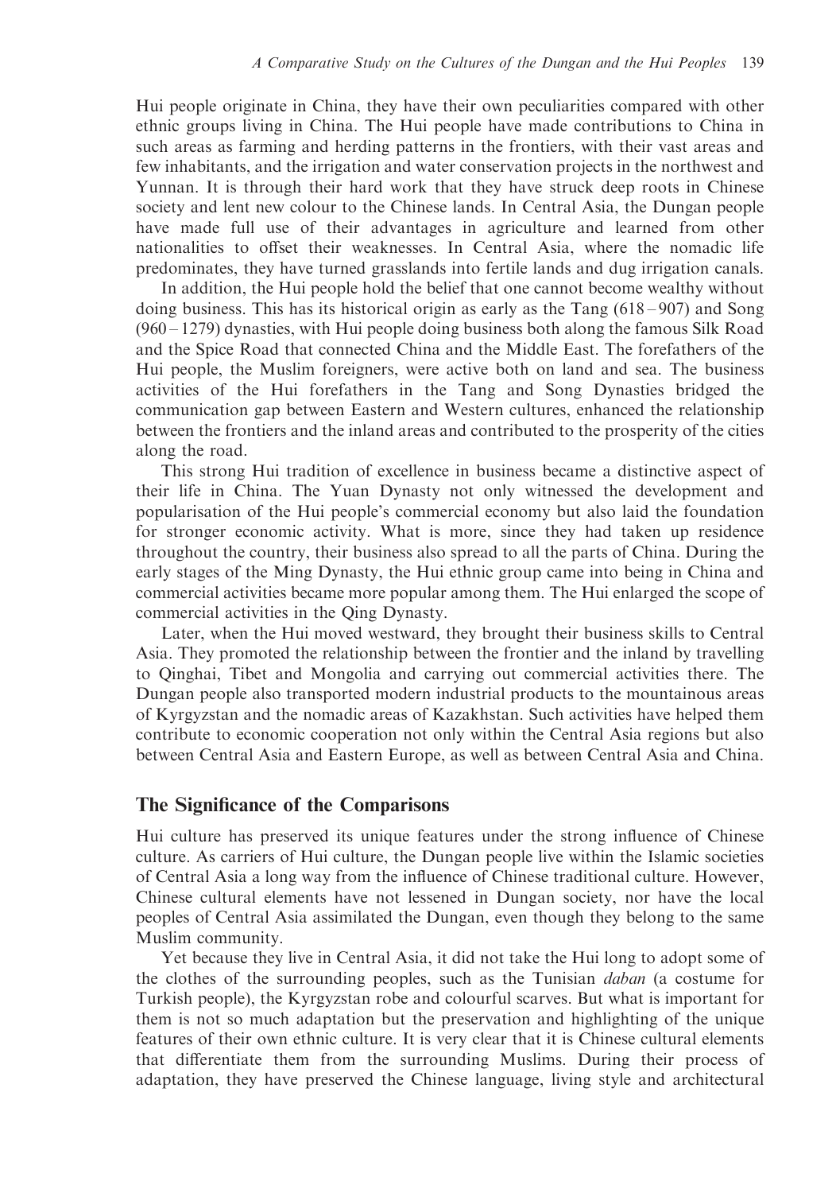Hui people originate in China, they have their own peculiarities compared with other ethnic groups living in China. The Hui people have made contributions to China in such areas as farming and herding patterns in the frontiers, with their vast areas and few inhabitants, and the irrigation and water conservation projects in the northwest and Yunnan. It is through their hard work that they have struck deep roots in Chinese society and lent new colour to the Chinese lands. In Central Asia, the Dungan people have made full use of their advantages in agriculture and learned from other nationalities to offset their weaknesses. In Central Asia, where the nomadic life predominates, they have turned grasslands into fertile lands and dug irrigation canals.

In addition, the Hui people hold the belief that one cannot become wealthy without doing business. This has its historical origin as early as the Tang (618 – 907) and Song (960 – 1279) dynasties, with Hui people doing business both along the famous Silk Road and the Spice Road that connected China and the Middle East. The forefathers of the Hui people, the Muslim foreigners, were active both on land and sea. The business activities of the Hui forefathers in the Tang and Song Dynasties bridged the communication gap between Eastern and Western cultures, enhanced the relationship between the frontiers and the inland areas and contributed to the prosperity of the cities along the road.

This strong Hui tradition of excellence in business became a distinctive aspect of their life in China. The Yuan Dynasty not only witnessed the development and popularisation of the Hui people's commercial economy but also laid the foundation for stronger economic activity. What is more, since they had taken up residence throughout the country, their business also spread to all the parts of China. During the early stages of the Ming Dynasty, the Hui ethnic group came into being in China and commercial activities became more popular among them. The Hui enlarged the scope of commercial activities in the Qing Dynasty.

Later, when the Hui moved westward, they brought their business skills to Central Asia. They promoted the relationship between the frontier and the inland by travelling to Qinghai, Tibet and Mongolia and carrying out commercial activities there. The Dungan people also transported modern industrial products to the mountainous areas of Kyrgyzstan and the nomadic areas of Kazakhstan. Such activities have helped them contribute to economic cooperation not only within the Central Asia regions but also between Central Asia and Eastern Europe, as well as between Central Asia and China.

## The Significance of the Comparisons

Hui culture has preserved its unique features under the strong influence of Chinese culture. As carriers of Hui culture, the Dungan people live within the Islamic societies of Central Asia a long way from the influence of Chinese traditional culture. However, Chinese cultural elements have not lessened in Dungan society, nor have the local peoples of Central Asia assimilated the Dungan, even though they belong to the same Muslim community.

Yet because they live in Central Asia, it did not take the Hui long to adopt some of the clothes of the surrounding peoples, such as the Tunisian *daban* (a costume for Turkish people), the Kyrgyzstan robe and colourful scarves. But what is important for them is not so much adaptation but the preservation and highlighting of the unique features of their own ethnic culture. It is very clear that it is Chinese cultural elements that differentiate them from the surrounding Muslims. During their process of adaptation, they have preserved the Chinese language, living style and architectural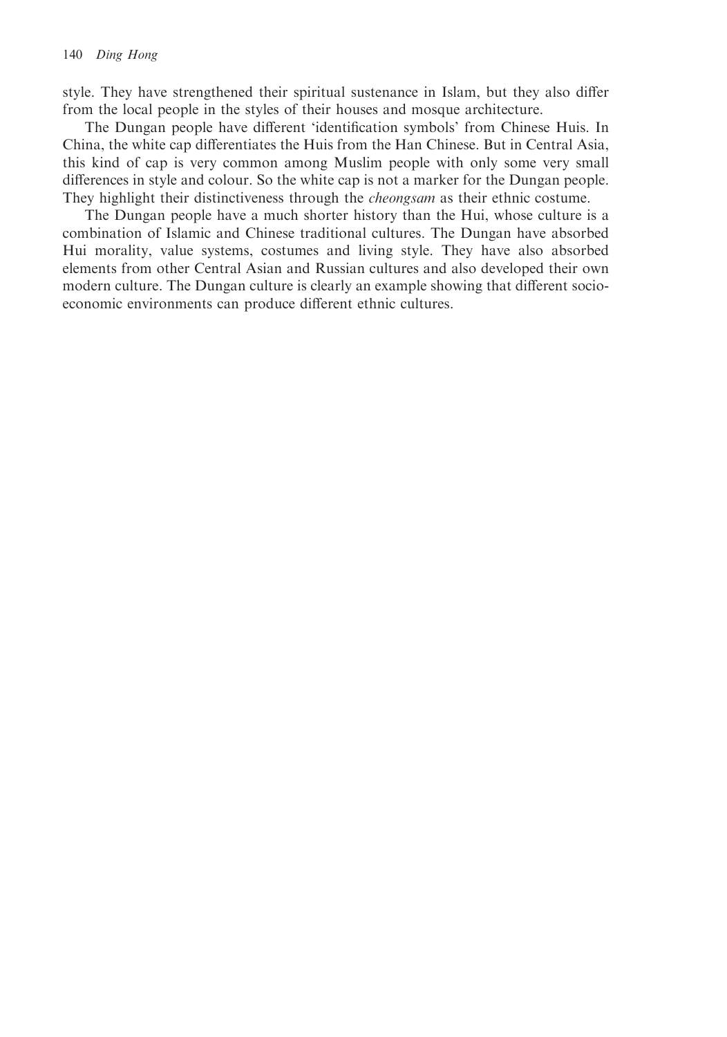style. They have strengthened their spiritual sustenance in Islam, but they also differ from the local people in the styles of their houses and mosque architecture.

The Dungan people have different 'identification symbols' from Chinese Huis. In China, the white cap differentiates the Huis from the Han Chinese. But in Central Asia, this kind of cap is very common among Muslim people with only some very small differences in style and colour. So the white cap is not a marker for the Dungan people. They highlight their distinctiveness through the *cheongsam* as their ethnic costume.

The Dungan people have a much shorter history than the Hui, whose culture is a combination of Islamic and Chinese traditional cultures. The Dungan have absorbed Hui morality, value systems, costumes and living style. They have also absorbed elements from other Central Asian and Russian cultures and also developed their own modern culture. The Dungan culture is clearly an example showing that different socio-economic environments can produce different ethnic cultures.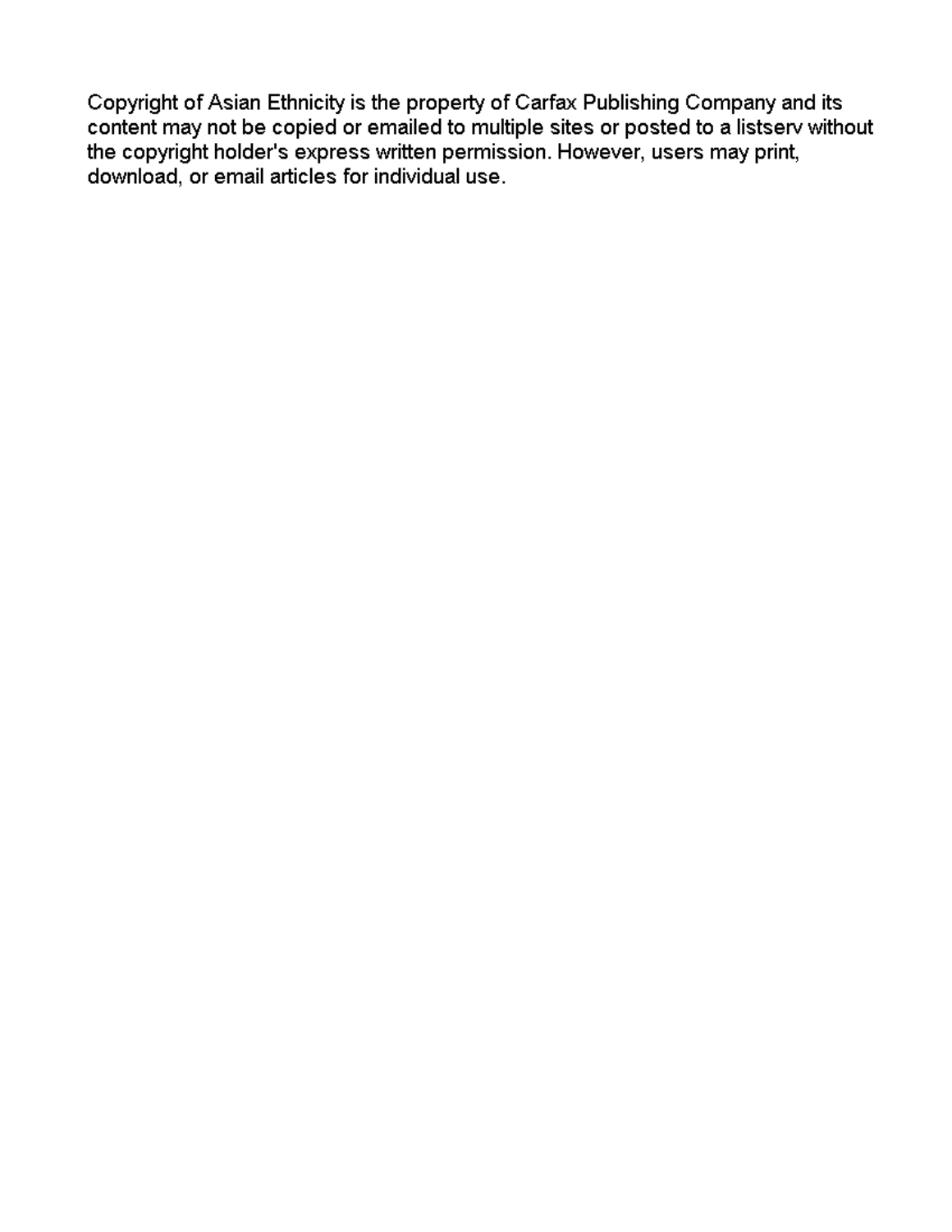Copyright of Asian Ethnicity is the property of Carfax Publishing Company and its content may not be copied or emailed to multiple sites or posted to a listserv without the copyright holder's express written permission. However, users may print, download, or email articles for individual use.